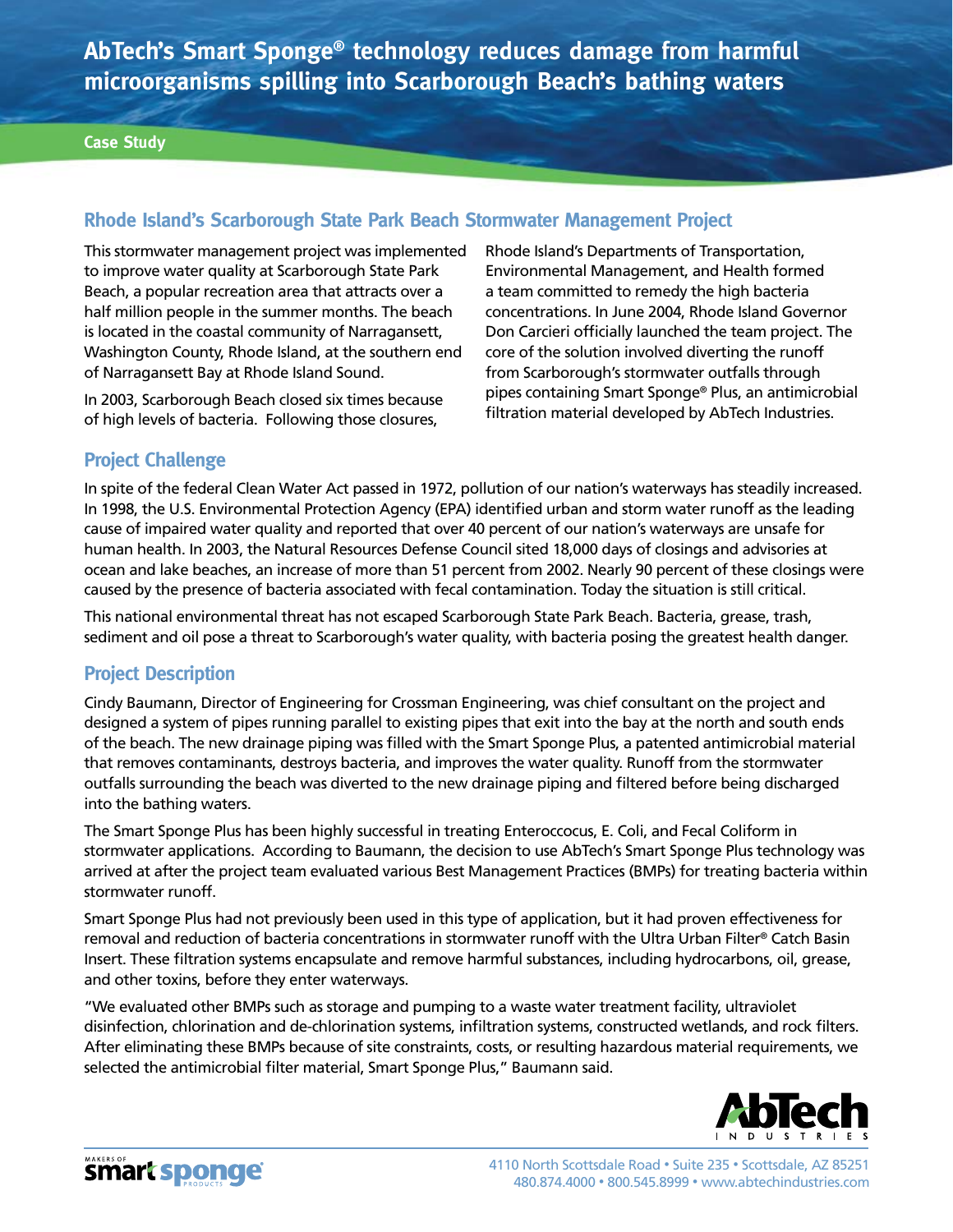# AbTech's Smart Sponge® technology reduces damage from harmful microorganisms spilling into Scarborough Beach's bathing waters

**Case Study**

## Rhode Island's Scarborough State Park Beach Stormwater Management Project

This stormwater management project was implemented to improve water quality at Scarborough State Park Beach, a popular recreation area that attracts over a half million people in the summer months. The beach is located in the coastal community of Narragansett, Washington County, Rhode Island, at the southern end of Narragansett Bay at Rhode Island Sound.

In 2003, Scarborough Beach closed six times because of high levels of bacteria. Following those closures, Rhode Island's Departments of Transportation, Environmental Management, and Health formed a team committed to remedy the high bacteria concentrations. In June 2004, Rhode Island Governor Don Carcieri officially launched the team project. The core of the solution involved diverting the runoff from Scarborough's stormwater outfalls through pipes containing Smart Sponge® Plus, an antimicrobial filtration material developed by AbTech Industries.

## Project Challenge

In spite of the federal Clean Water Act passed in 1972, pollution of our nation's waterways has steadily increased. In 1998, the U.S. Environmental Protection Agency (EPA) identified urban and storm water runoff as the leading cause of impaired water quality and reported that over 40 percent of our nation's waterways are unsafe for human health. In 2003, the Natural Resources Defense Council sited 18,000 days of closings and advisories at ocean and lake beaches, an increase of more than 51 percent from 2002. Nearly 90 percent of these closings were caused by the presence of bacteria associated with fecal contamination. Today the situation is still critical.

This national environmental threat has not escaped Scarborough State Park Beach. Bacteria, grease, trash, sediment and oil pose a threat to Scarborough's water quality, with bacteria posing the greatest health danger.

## Project Description

Cindy Baumann, Director of Engineering for Crossman Engineering, was chief consultant on the project and designed a system of pipes running parallel to existing pipes that exit into the bay at the north and south ends of the beach. The new drainage piping was filled with the Smart Sponge Plus, a patented antimicrobial material that removes contaminants, destroys bacteria, and improves the water quality. Runoff from the stormwater outfalls surrounding the beach was diverted to the new drainage piping and filtered before being discharged into the bathing waters.

The Smart Sponge Plus has been highly successful in treating Enteroccocus, E. Coli, and Fecal Coliform in stormwater applications. According to Baumann, the decision to use AbTech's Smart Sponge Plus technology was arrived at after the project team evaluated various Best Management Practices (BMPs) for treating bacteria within stormwater runoff.

Smart Sponge Plus had not previously been used in this type of application, but it had proven effectiveness for removal and reduction of bacteria concentrations in stormwater runoff with the Ultra Urban Filter® Catch Basin Insert. These filtration systems encapsulate and remove harmful substances, including hydrocarbons, oil, grease, and other toxins, before they enter waterways.

"We evaluated other BMPs such as storage and pumping to a waste water treatment facility, ultraviolet disinfection, chlorination and de-chlorination systems, infiltration systems, constructed wetlands, and rock filters. After eliminating these BMPs because of site constraints, costs, or resulting hazardous material requirements, we selected the antimicrobial filter material, Smart Sponge Plus," Baumann said.

AbTech Industries

Makers of smart sponge products

4110 North Scottsdale Road • Suite 235 • Scottsdale, AZ 85251
480.874.4000 • 800.545.8999 • www.abtechindustries.com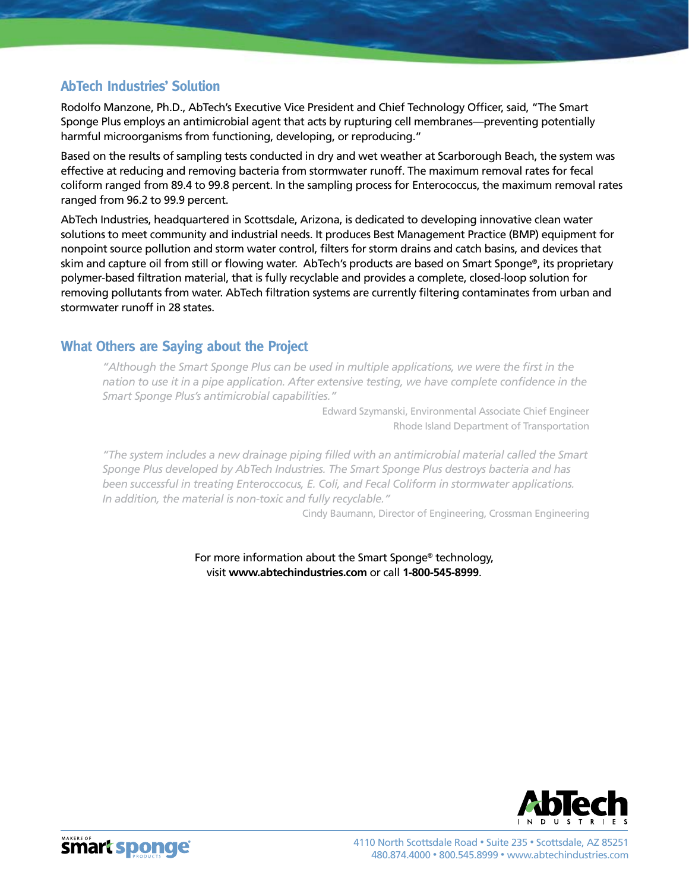## AbTech Industries' Solution

Rodolfo Manzone, Ph.D., AbTech's Executive Vice President and Chief Technology Officer, said, "The Smart Sponge Plus employs an antimicrobial agent that acts by rupturing cell membranes—preventing potentially harmful microorganisms from functioning, developing, or reproducing."

Based on the results of sampling tests conducted in dry and wet weather at Scarborough Beach, the system was effective at reducing and removing bacteria from stormwater runoff. The maximum removal rates for fecal coliform ranged from 89.4 to 99.8 percent. In the sampling process for Enterococcus, the maximum removal rates ranged from 96.2 to 99.9 percent.

AbTech Industries, headquartered in Scottsdale, Arizona, is dedicated to developing innovative clean water solutions to meet community and industrial needs. It produces Best Management Practice (BMP) equipment for nonpoint source pollution and storm water control, filters for storm drains and catch basins, and devices that skim and capture oil from still or flowing water. AbTech's products are based on Smart Sponge®, its proprietary polymer-based filtration material, that is fully recyclable and provides a complete, closed-loop solution for removing pollutants from water. AbTech filtration systems are currently filtering contaminates from urban and stormwater runoff in 28 states.

## What Others are Saying about the Project

> *"Although the Smart Sponge Plus can be used in multiple applications, we were the first in the nation to use it in a pipe application. After extensive testing, we have complete confidence in the Smart Sponge Plus's antimicrobial capabilities."*
>
> Edward Szymanski, Environmental Associate Chief Engineer
> Rhode Island Department of Transportation

> *"The system includes a new drainage piping filled with an antimicrobial material called the Smart Sponge Plus developed by AbTech Industries. The Smart Sponge Plus destroys bacteria and has been successful in treating Enteroccocus, E. Coli, and Fecal Coliform in stormwater applications. In addition, the material is non-toxic and fully recyclable."*
>
> Cindy Baumann, Director of Engineering, Crossman Engineering

For more information about the Smart Sponge® technology, visit **www.abtechindustries.com** or call **1-800-545-8999**.

AbTech Industries

Makers of smart sponge products

4110 North Scottsdale Road • Suite 235 • Scottsdale, AZ 85251
480.874.4000 • 800.545.8999 • www.abtechindustries.com